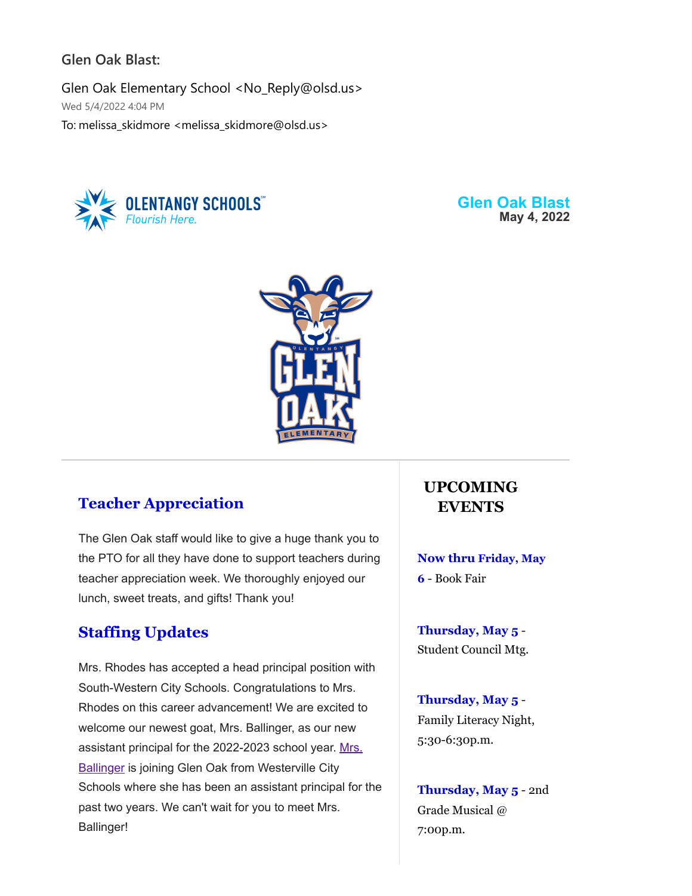Glen Oak Blast:

Glen Oak Elementary School <No_Reply@olsd.us>

Wed 5/4/2022 4:04 PM

To: melissa_skidmore <melissa_skidmore@olsd.us>

OLENTANGY SCHOOLS

*Flourish Here.*

**Glen Oak Blast**

**May 4, 2022**

## Teacher Appreciation

The Glen Oak staff would like to give a huge thank you to the PTO for all they have done to support teachers during teacher appreciation week. We thoroughly enjoyed our lunch, sweet treats, and gifts! Thank you!

## Staffing Updates

Mrs. Rhodes has accepted a head principal position with South-Western City Schools. Congratulations to Mrs. Rhodes on this career advancement! We are excited to welcome our newest goat, Mrs. Ballinger, as our new assistant principal for the 2022-2023 school year. Mrs. Ballinger is joining Glen Oak from Westerville City Schools where she has been an assistant principal for the past two years. We can't wait for you to meet Mrs. Ballinger!

## UPCOMING EVENTS

**Now thru Friday, May 6** - Book Fair

**Thursday, May 5** - Student Council Mtg.

**Thursday, May 5** - Family Literacy Night, 5:30-6:30p.m.

**Thursday, May 5** - 2nd Grade Musical @ 7:00p.m.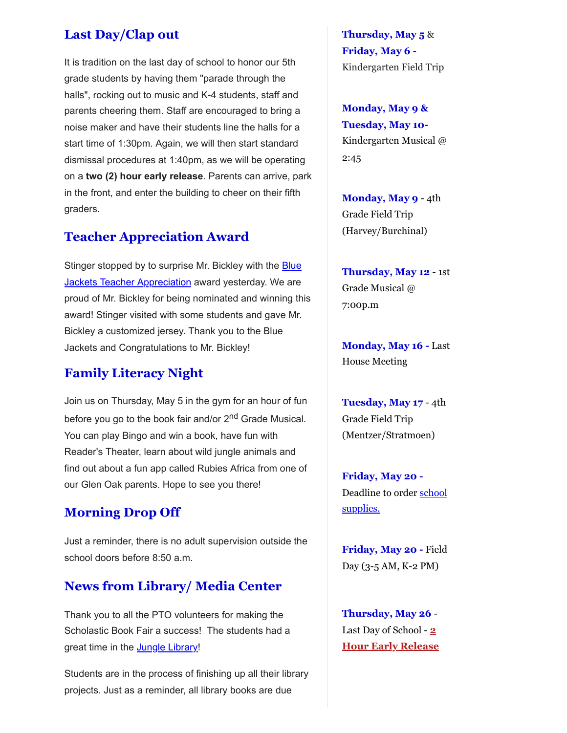## Last Day/Clap out

It is tradition on the last day of school to honor our 5th grade students by having them "parade through the halls", rocking out to music and K-4 students, staff and parents cheering them. Staff are encouraged to bring a noise maker and have their students line the halls for a start time of 1:30pm. Again, we will then start standard dismissal procedures at 1:40pm, as we will be operating on a **two (2) hour early release**. Parents can arrive, park in the front, and enter the building to cheer on their fifth graders.

## Teacher Appreciation Award

Stinger stopped by to surprise Mr. Bickley with the Blue Jackets Teacher Appreciation award yesterday. We are proud of Mr. Bickley for being nominated and winning this award! Stinger visited with some students and gave Mr. Bickley a customized jersey. Thank you to the Blue Jackets and Congratulations to Mr. Bickley!

## Family Literacy Night

Join us on Thursday, May 5 in the gym for an hour of fun before you go to the book fair and/or 2nd Grade Musical. You can play Bingo and win a book, have fun with Reader's Theater, learn about wild jungle animals and find out about a fun app called Rubies Africa from one of our Glen Oak parents. Hope to see you there!

## Morning Drop Off

Just a reminder, there is no adult supervision outside the school doors before 8:50 a.m.

## News from Library/ Media Center

Thank you to all the PTO volunteers for making the Scholastic Book Fair a success! The students had a great time in the Jungle Library!

Students are in the process of finishing up all their library projects. Just as a reminder, all library books are due

**Thursday, May 5** & **Friday, May 6 -** Kindergarten Field Trip

**Monday, May 9 & Tuesday, May 10-** Kindergarten Musical @ 2:45

**Monday, May 9** - 4th Grade Field Trip (Harvey/Burchinal)

**Thursday, May 12** - 1st Grade Musical @ 7:00p.m

**Monday, May 16 -** Last House Meeting

**Tuesday, May 17** - 4th Grade Field Trip (Mentzer/Stratmoen)

**Friday, May 20 -** Deadline to order school supplies.

**Friday, May 20 -** Field Day (3-5 AM, K-2 PM)

**Thursday, May 26** - Last Day of School - **2 Hour Early Release**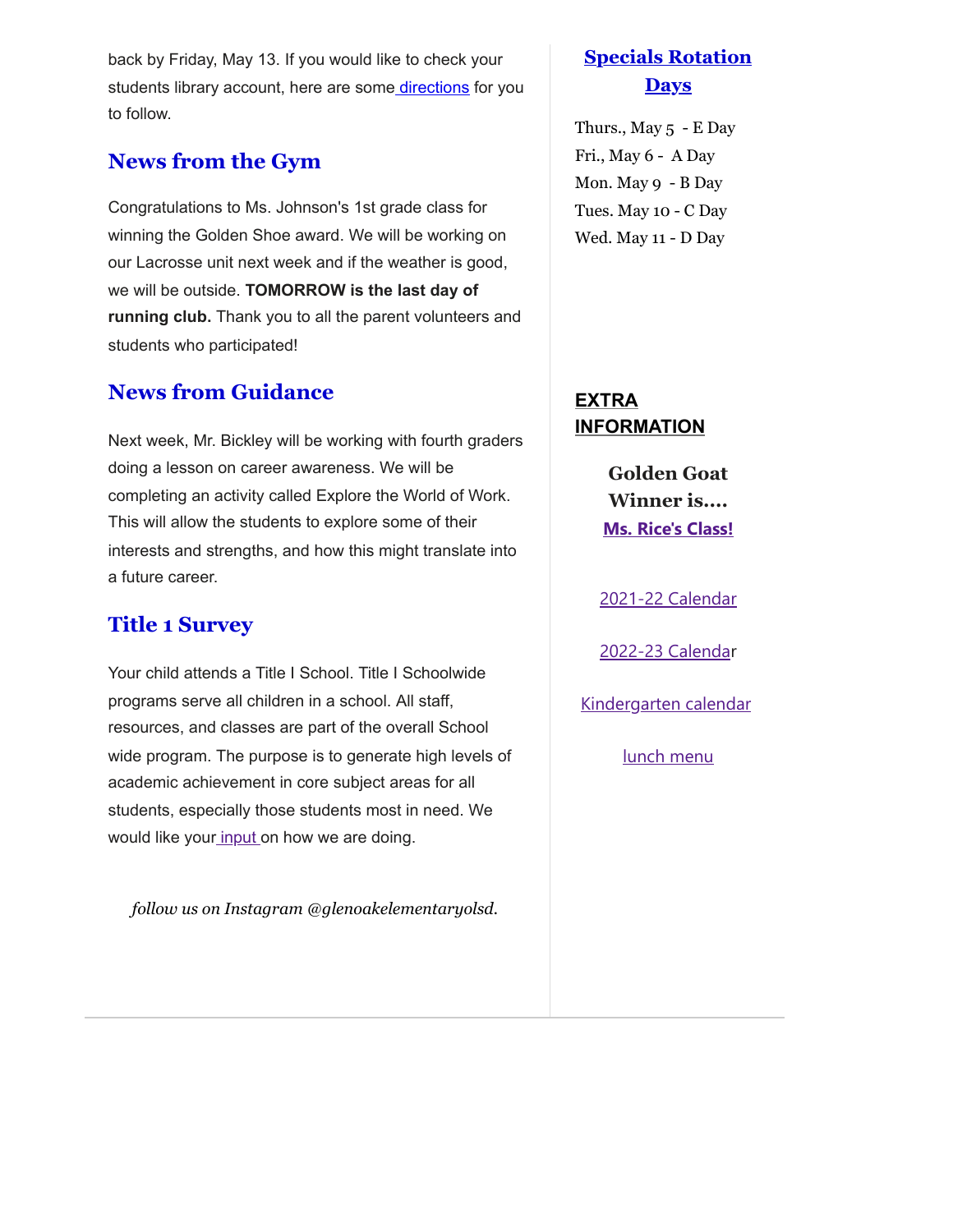back by Friday, May 13. If you would like to check your students library account, here are some directions for you to follow.

## News from the Gym

Congratulations to Ms. Johnson's 1st grade class for winning the Golden Shoe award. We will be working on our Lacrosse unit next week and if the weather is good, we will be outside. **TOMORROW is the last day of running club.** Thank you to all the parent volunteers and students who participated!

## News from Guidance

Next week, Mr. Bickley will be working with fourth graders doing a lesson on career awareness. We will be completing an activity called Explore the World of Work. This will allow the students to explore some of their interests and strengths, and how this might translate into a future career.

## Title 1 Survey

Your child attends a Title I School. Title I Schoolwide programs serve all children in a school. All staff, resources, and classes are part of the overall School wide program. The purpose is to generate high levels of academic achievement in core subject areas for all students, especially those students most in need. We would like your input on how we are doing.

*follow us on Instagram @glenoakelementaryolsd.*

## Specials Rotation Days

Thurs., May 5 - E Day
Fri., May 6 - A Day
Mon. May 9 - B Day
Tues. May 10 - C Day
Wed. May 11 - D Day

## EXTRA INFORMATION

**Golden Goat Winner is....**
**Ms. Rice's Class!**

2021-22 Calendar

2022-23 Calendar

Kindergarten calendar

lunch menu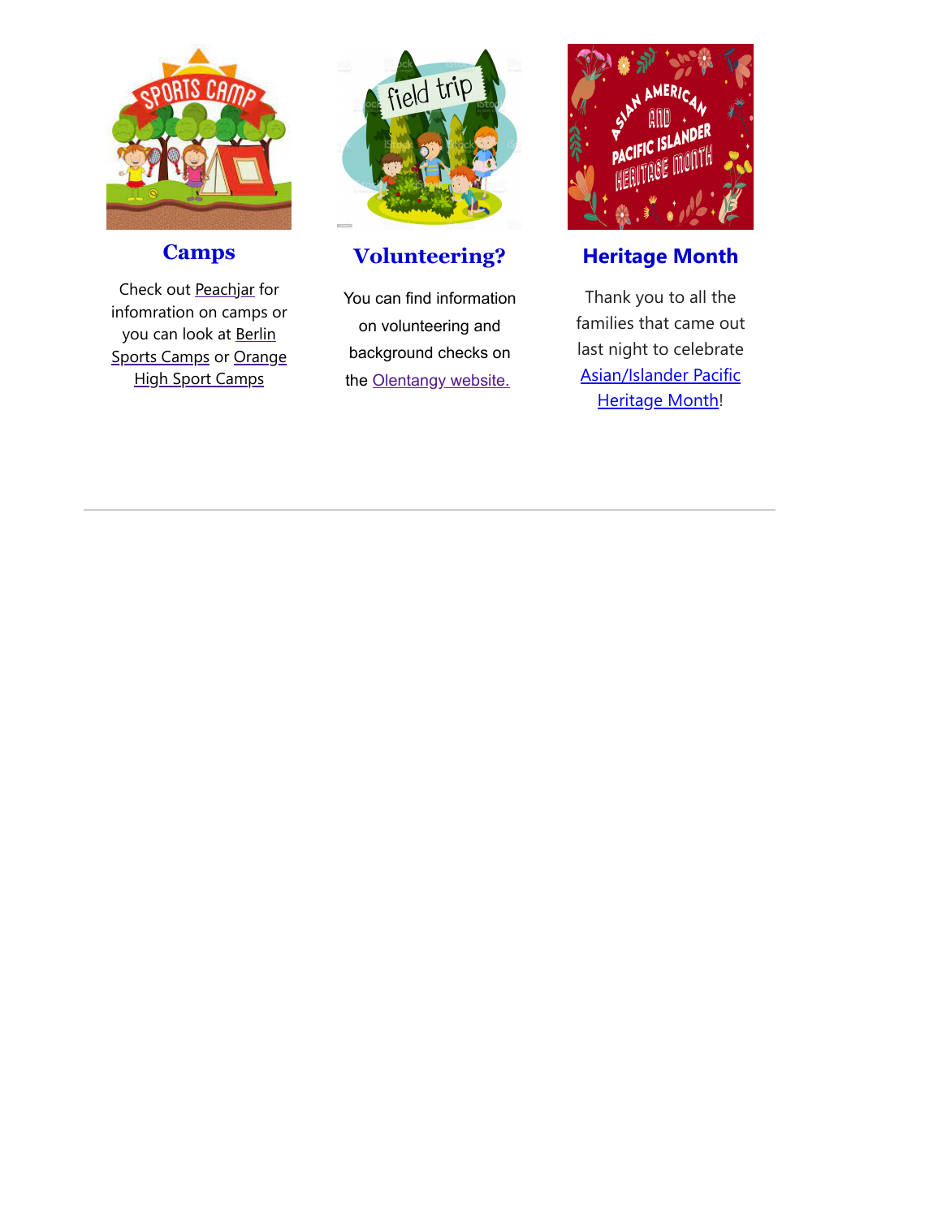## Camps

Check out Peachjar for infomration on camps or you can look at Berlin Sports Camps or Orange High Sport Camps

## Volunteering?

You can find information on volunteering and background checks on the Olentangy website.

## Heritage Month

Thank you to all the families that came out last night to celebrate Asian/Islander Pacific Heritage Month!

---